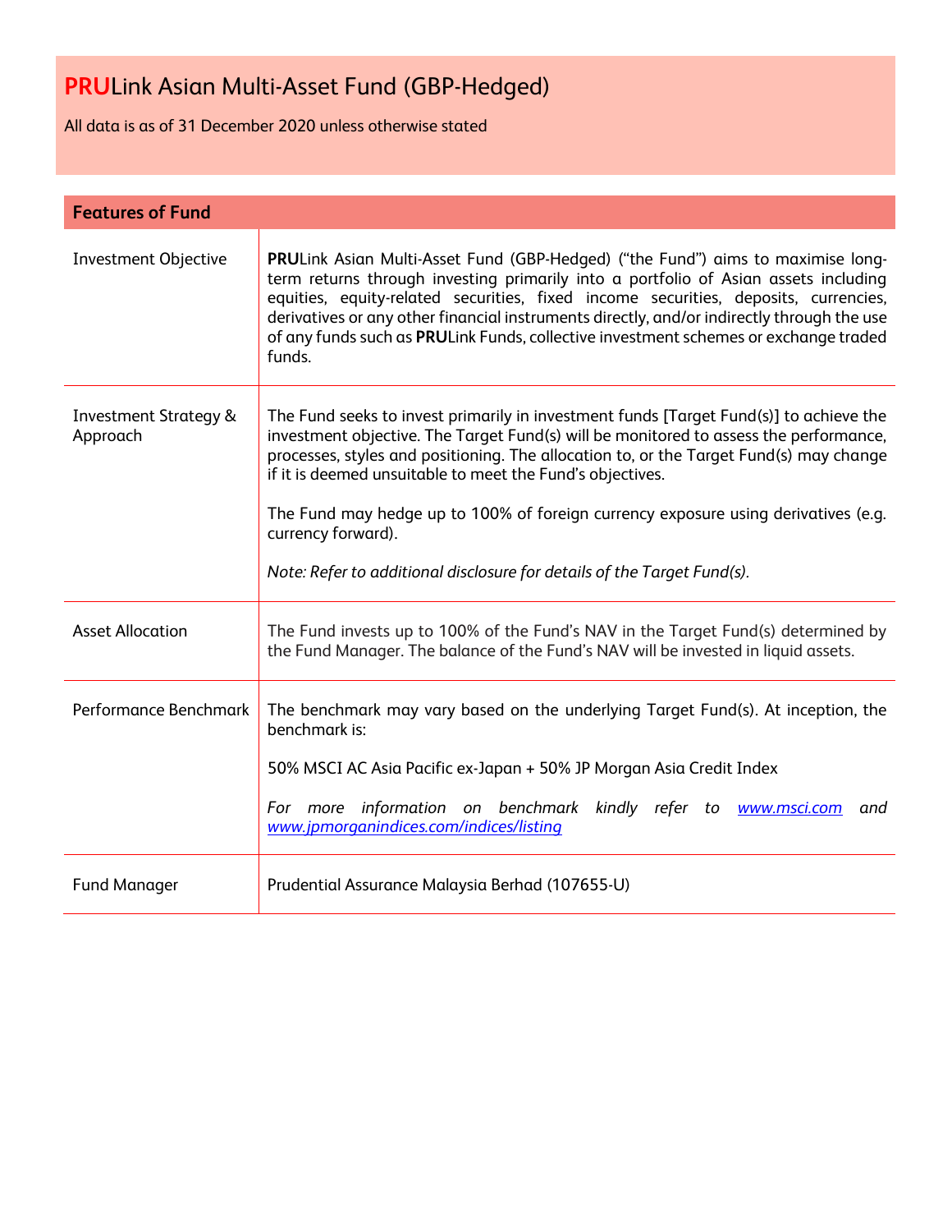# **PRU**Link Asian Multi-Asset Fund (GBP-Hedged)

All data is as of 31 December 2020 unless otherwise stated

## Features of Fund

| | |
|---|---|
| Investment Objective | **PRU**Link Asian Multi-Asset Fund (GBP-Hedged) ("the Fund") aims to maximise long-term returns through investing primarily into a portfolio of Asian assets including equities, equity-related securities, fixed income securities, deposits, currencies, derivatives or any other financial instruments directly, and/or indirectly through the use of any funds such as **PRU**Link Funds, collective investment schemes or exchange traded funds. |
| Investment Strategy & Approach | The Fund seeks to invest primarily in investment funds [Target Fund(s)] to achieve the investment objective. The Target Fund(s) will be monitored to assess the performance, processes, styles and positioning. The allocation to, or the Target Fund(s) may change if it is deemed unsuitable to meet the Fund's objectives.<br><br>The Fund may hedge up to 100% of foreign currency exposure using derivatives (e.g. currency forward).<br><br>*Note: Refer to additional disclosure for details of the Target Fund(s).* |
| Asset Allocation | The Fund invests up to 100% of the Fund's NAV in the Target Fund(s) determined by the Fund Manager. The balance of the Fund's NAV will be invested in liquid assets. |
| Performance Benchmark | The benchmark may vary based on the underlying Target Fund(s). At inception, the benchmark is:<br><br>50% MSCI AC Asia Pacific ex-Japan + 50% JP Morgan Asia Credit Index<br><br>*For more information on benchmark kindly refer to www.msci.com and www.jpmorganindices.com/indices/listing* |
| Fund Manager | Prudential Assurance Malaysia Berhad (107655-U) |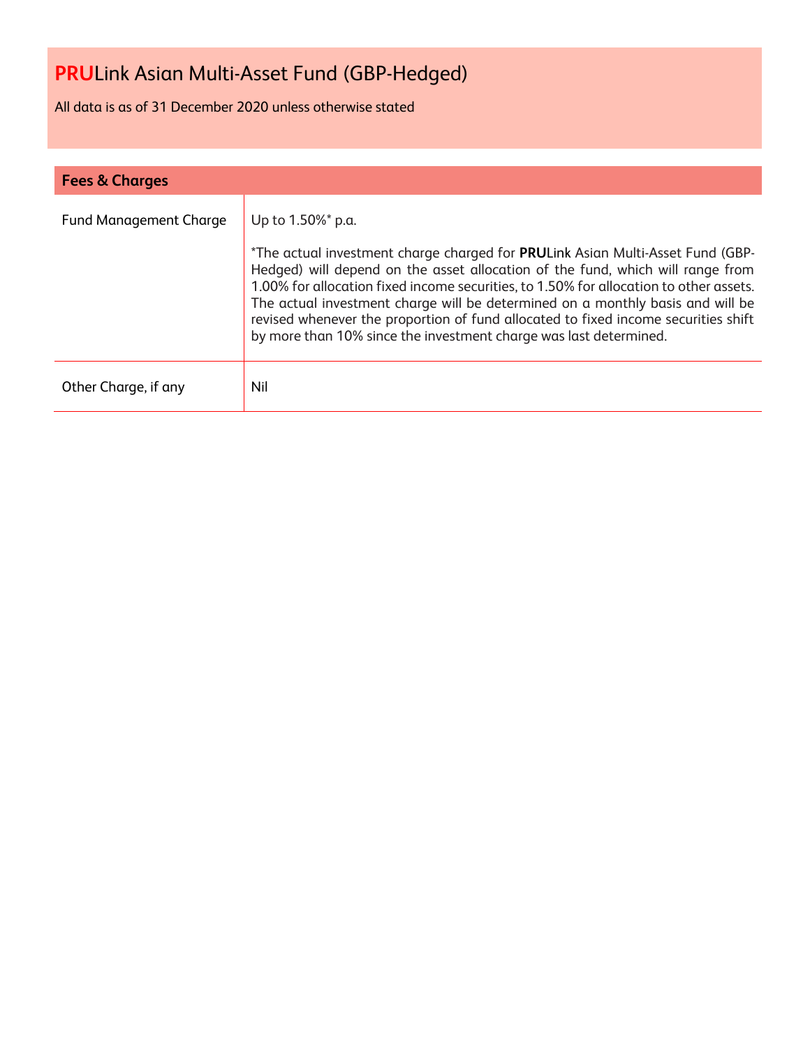# **PRU**Link Asian Multi-Asset Fund (GBP-Hedged)

All data is as of 31 December 2020 unless otherwise stated

## Fees & Charges

| | |
|---|---|
| Fund Management Charge | Up to 1.50%* p.a.<br><br>*The actual investment charge charged for **PRU**Link Asian Multi-Asset Fund (GBP-Hedged) will depend on the asset allocation of the fund, which will range from 1.00% for allocation fixed income securities, to 1.50% for allocation to other assets. The actual investment charge will be determined on a monthly basis and will be revised whenever the proportion of fund allocated to fixed income securities shift by more than 10% since the investment charge was last determined. |
| Other Charge, if any | Nil |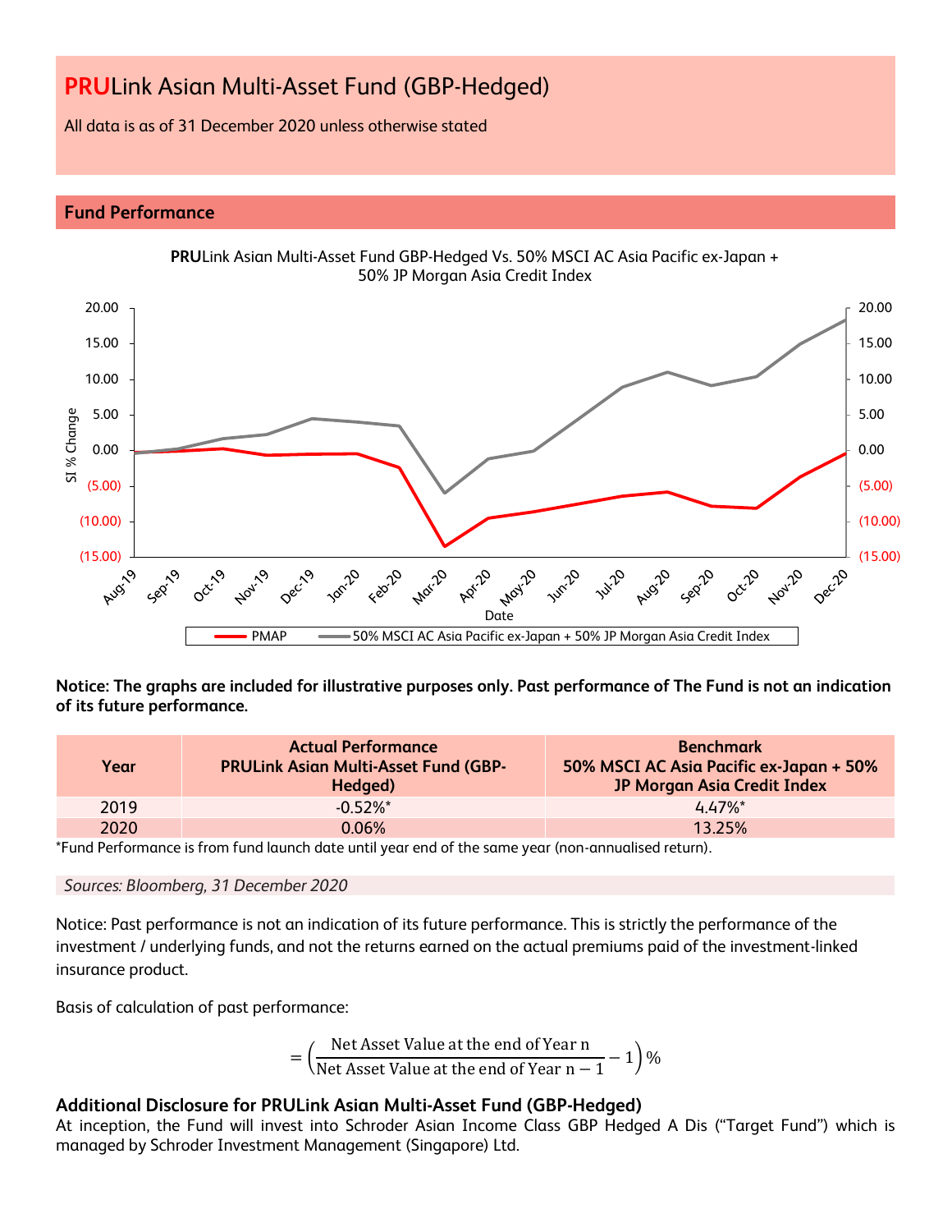# **PRU**Link Asian Multi-Asset Fund (GBP-Hedged)

All data is as of 31 December 2020 unless otherwise stated

## Fund Performance

**PRU**Link Asian Multi-Asset Fund GBP-Hedged Vs. 50% MSCI AC Asia Pacific ex-Japan + 50% JP Morgan Asia Credit Index

**Notice: The graphs are included for illustrative purposes only. Past performance of The Fund is not an indication of its future performance.**

| Year | Actual Performance PRULink Asian Multi-Asset Fund (GBP-Hedged) | Benchmark 50% MSCI AC Asia Pacific ex-Japan + 50% JP Morgan Asia Credit Index |
|---|---|---|
| 2019 | -0.52%* | 4.47%* |
| 2020 | 0.06% | 13.25% |

*Fund Performance is from fund launch date until year end of the same year (non-annualised return).

*Sources: Bloomberg, 31 December 2020*

Notice: Past performance is not an indication of its future performance. This is strictly the performance of the investment / underlying funds, and not the returns earned on the actual premiums paid of the investment-linked insurance product.

Basis of calculation of past performance:

$$= \left( \frac{\text{Net Asset Value at the end of Year n}}{\text{Net Asset Value at the end of Year n} - 1} - 1 \right) \%$$

### Additional Disclosure for PRULink Asian Multi-Asset Fund (GBP-Hedged)

At inception, the Fund will invest into Schroder Asian Income Class GBP Hedged A Dis ("Target Fund") which is managed by Schroder Investment Management (Singapore) Ltd.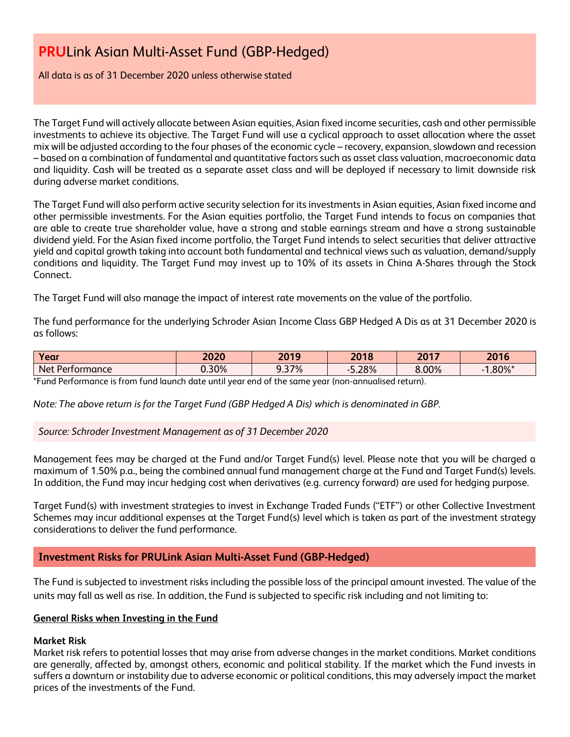# PRULink Asian Multi-Asset Fund (GBP-Hedged)

All data is as of 31 December 2020 unless otherwise stated

The Target Fund will actively allocate between Asian equities, Asian fixed income securities, cash and other permissible investments to achieve its objective. The Target Fund will use a cyclical approach to asset allocation where the asset mix will be adjusted according to the four phases of the economic cycle – recovery, expansion, slowdown and recession – based on a combination of fundamental and quantitative factors such as asset class valuation, macroeconomic data and liquidity. Cash will be treated as a separate asset class and will be deployed if necessary to limit downside risk during adverse market conditions.

The Target Fund will also perform active security selection for its investments in Asian equities, Asian fixed income and other permissible investments. For the Asian equities portfolio, the Target Fund intends to focus on companies that are able to create true shareholder value, have a strong and stable earnings stream and have a strong sustainable dividend yield. For the Asian fixed income portfolio, the Target Fund intends to select securities that deliver attractive yield and capital growth taking into account both fundamental and technical views such as valuation, demand/supply conditions and liquidity. The Target Fund may invest up to 10% of its assets in China A-Shares through the Stock Connect.

The Target Fund will also manage the impact of interest rate movements on the value of the portfolio.

The fund performance for the underlying Schroder Asian Income Class GBP Hedged A Dis as at 31 December 2020 is as follows:

| Year | 2020 | 2019 | 2018 | 2017 | 2016 |
|---|---|---|---|---|---|
| Net Performance | 0.30% | 9.37% | -5.28% | 8.00% | -1.80%* |

*Fund Performance is from fund launch date until year end of the same year (non-annualised return).

*Note: The above return is for the Target Fund (GBP Hedged A Dis) which is denominated in GBP.*

*Source: Schroder Investment Management as of 31 December 2020*

Management fees may be charged at the Fund and/or Target Fund(s) level. Please note that you will be charged a maximum of 1.50% p.a., being the combined annual fund management charge at the Fund and Target Fund(s) levels. In addition, the Fund may incur hedging cost when derivatives (e.g. currency forward) are used for hedging purpose.

Target Fund(s) with investment strategies to invest in Exchange Traded Funds ("ETF") or other Collective Investment Schemes may incur additional expenses at the Target Fund(s) level which is taken as part of the investment strategy considerations to deliver the fund performance.

## Investment Risks for PRULink Asian Multi-Asset Fund (GBP-Hedged)

The Fund is subjected to investment risks including the possible loss of the principal amount invested. The value of the units may fall as well as rise. In addition, the Fund is subjected to specific risk including and not limiting to:

**General Risks when Investing in the Fund**

**Market Risk**
Market risk refers to potential losses that may arise from adverse changes in the market conditions. Market conditions are generally, affected by, amongst others, economic and political stability. If the market which the Fund invests in suffers a downturn or instability due to adverse economic or political conditions, this may adversely impact the market prices of the investments of the Fund.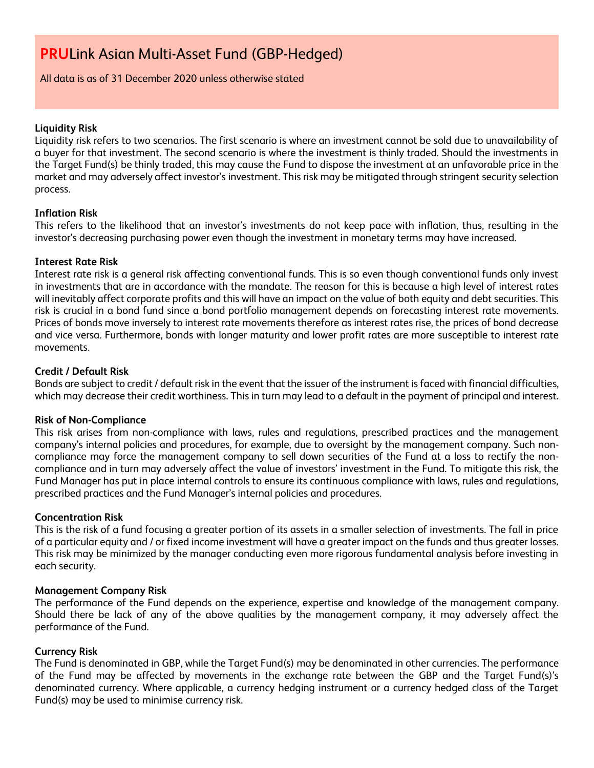# PRULink Asian Multi-Asset Fund (GBP-Hedged)

All data is as of 31 December 2020 unless otherwise stated

**Liquidity Risk**
Liquidity risk refers to two scenarios. The first scenario is where an investment cannot be sold due to unavailability of a buyer for that investment. The second scenario is where the investment is thinly traded. Should the investments in the Target Fund(s) be thinly traded, this may cause the Fund to dispose the investment at an unfavorable price in the market and may adversely affect investor's investment. This risk may be mitigated through stringent security selection process.

**Inflation Risk**
This refers to the likelihood that an investor's investments do not keep pace with inflation, thus, resulting in the investor's decreasing purchasing power even though the investment in monetary terms may have increased.

**Interest Rate Risk**
Interest rate risk is a general risk affecting conventional funds. This is so even though conventional funds only invest in investments that are in accordance with the mandate. The reason for this is because a high level of interest rates will inevitably affect corporate profits and this will have an impact on the value of both equity and debt securities. This risk is crucial in a bond fund since a bond portfolio management depends on forecasting interest rate movements. Prices of bonds move inversely to interest rate movements therefore as interest rates rise, the prices of bond decrease and vice versa. Furthermore, bonds with longer maturity and lower profit rates are more susceptible to interest rate movements.

**Credit / Default Risk**
Bonds are subject to credit / default risk in the event that the issuer of the instrument is faced with financial difficulties, which may decrease their credit worthiness. This in turn may lead to a default in the payment of principal and interest.

**Risk of Non-Compliance**
This risk arises from non-compliance with laws, rules and regulations, prescribed practices and the management company's internal policies and procedures, for example, due to oversight by the management company. Such non-compliance may force the management company to sell down securities of the Fund at a loss to rectify the non-compliance and in turn may adversely affect the value of investors' investment in the Fund. To mitigate this risk, the Fund Manager has put in place internal controls to ensure its continuous compliance with laws, rules and regulations, prescribed practices and the Fund Manager's internal policies and procedures.

**Concentration Risk**
This is the risk of a fund focusing a greater portion of its assets in a smaller selection of investments. The fall in price of a particular equity and / or fixed income investment will have a greater impact on the funds and thus greater losses. This risk may be minimized by the manager conducting even more rigorous fundamental analysis before investing in each security.

**Management Company Risk**
The performance of the Fund depends on the experience, expertise and knowledge of the management company. Should there be lack of any of the above qualities by the management company, it may adversely affect the performance of the Fund.

**Currency Risk**
The Fund is denominated in GBP, while the Target Fund(s) may be denominated in other currencies. The performance of the Fund may be affected by movements in the exchange rate between the GBP and the Target Fund(s)'s denominated currency. Where applicable, a currency hedging instrument or a currency hedged class of the Target Fund(s) may be used to minimise currency risk.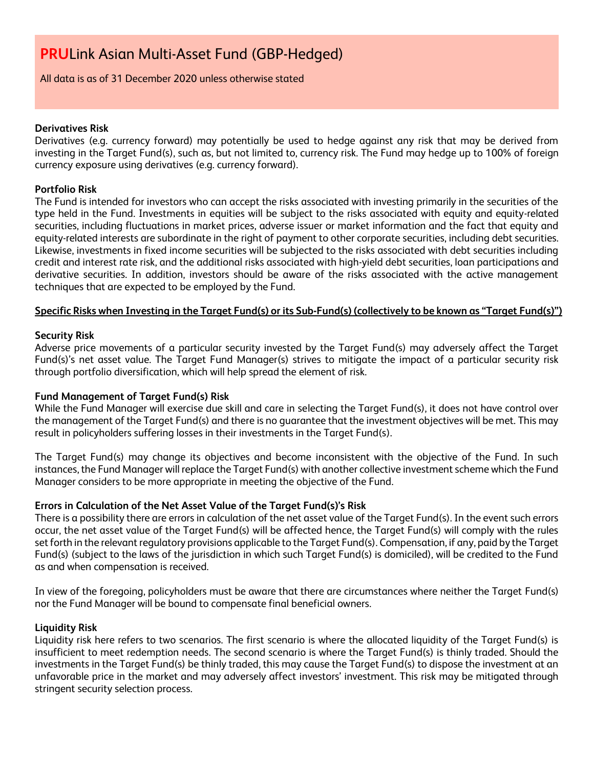# PRULink Asian Multi-Asset Fund (GBP-Hedged)

All data is as of 31 December 2020 unless otherwise stated

**Derivatives Risk**

Derivatives (e.g. currency forward) may potentially be used to hedge against any risk that may be derived from investing in the Target Fund(s), such as, but not limited to, currency risk. The Fund may hedge up to 100% of foreign currency exposure using derivatives (e.g. currency forward).

**Portfolio Risk**

The Fund is intended for investors who can accept the risks associated with investing primarily in the securities of the type held in the Fund. Investments in equities will be subject to the risks associated with equity and equity-related securities, including fluctuations in market prices, adverse issuer or market information and the fact that equity and equity-related interests are subordinate in the right of payment to other corporate securities, including debt securities. Likewise, investments in fixed income securities will be subjected to the risks associated with debt securities including credit and interest rate risk, and the additional risks associated with high-yield debt securities, loan participations and derivative securities. In addition, investors should be aware of the risks associated with the active management techniques that are expected to be employed by the Fund.

**Specific Risks when Investing in the Target Fund(s) or its Sub-Fund(s) (collectively to be known as "Target Fund(s)")**

**Security Risk**

Adverse price movements of a particular security invested by the Target Fund(s) may adversely affect the Target Fund(s)'s net asset value. The Target Fund Manager(s) strives to mitigate the impact of a particular security risk through portfolio diversification, which will help spread the element of risk.

**Fund Management of Target Fund(s) Risk**

While the Fund Manager will exercise due skill and care in selecting the Target Fund(s), it does not have control over the management of the Target Fund(s) and there is no guarantee that the investment objectives will be met. This may result in policyholders suffering losses in their investments in the Target Fund(s).

The Target Fund(s) may change its objectives and become inconsistent with the objective of the Fund. In such instances, the Fund Manager will replace the Target Fund(s) with another collective investment scheme which the Fund Manager considers to be more appropriate in meeting the objective of the Fund.

**Errors in Calculation of the Net Asset Value of the Target Fund(s)'s Risk**

There is a possibility there are errors in calculation of the net asset value of the Target Fund(s). In the event such errors occur, the net asset value of the Target Fund(s) will be affected hence, the Target Fund(s) will comply with the rules set forth in the relevant regulatory provisions applicable to the Target Fund(s). Compensation, if any, paid by the Target Fund(s) (subject to the laws of the jurisdiction in which such Target Fund(s) is domiciled), will be credited to the Fund as and when compensation is received.

In view of the foregoing, policyholders must be aware that there are circumstances where neither the Target Fund(s) nor the Fund Manager will be bound to compensate final beneficial owners.

**Liquidity Risk**

Liquidity risk here refers to two scenarios. The first scenario is where the allocated liquidity of the Target Fund(s) is insufficient to meet redemption needs. The second scenario is where the Target Fund(s) is thinly traded. Should the investments in the Target Fund(s) be thinly traded, this may cause the Target Fund(s) to dispose the investment at an unfavorable price in the market and may adversely affect investors' investment. This risk may be mitigated through stringent security selection process.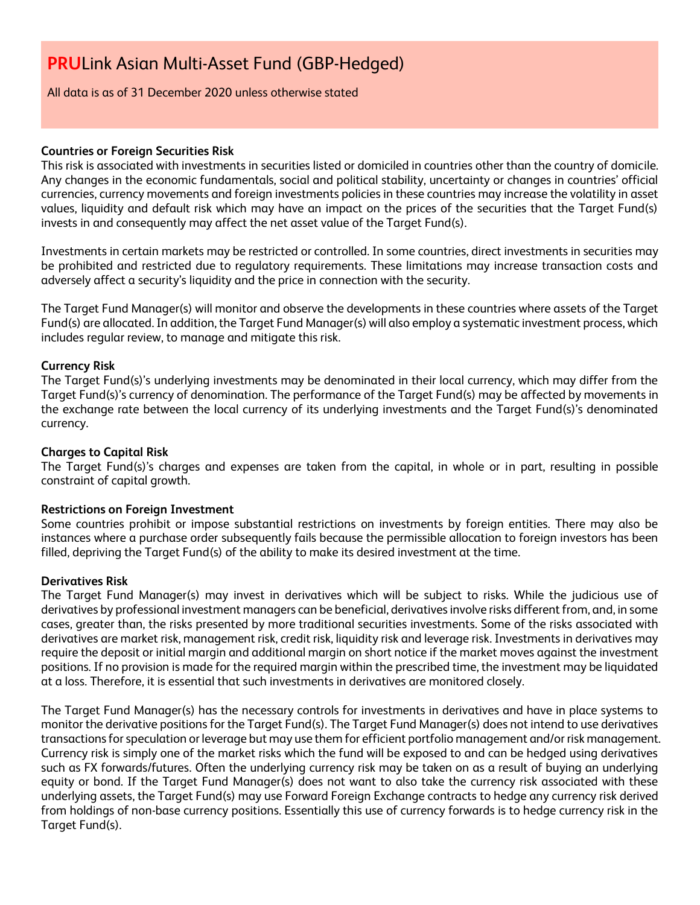# PRULink Asian Multi-Asset Fund (GBP-Hedged)

All data is as of 31 December 2020 unless otherwise stated

**Countries or Foreign Securities Risk**

This risk is associated with investments in securities listed or domiciled in countries other than the country of domicile. Any changes in the economic fundamentals, social and political stability, uncertainty or changes in countries' official currencies, currency movements and foreign investments policies in these countries may increase the volatility in asset values, liquidity and default risk which may have an impact on the prices of the securities that the Target Fund(s) invests in and consequently may affect the net asset value of the Target Fund(s).

Investments in certain markets may be restricted or controlled. In some countries, direct investments in securities may be prohibited and restricted due to regulatory requirements. These limitations may increase transaction costs and adversely affect a security's liquidity and the price in connection with the security.

The Target Fund Manager(s) will monitor and observe the developments in these countries where assets of the Target Fund(s) are allocated. In addition, the Target Fund Manager(s) will also employ a systematic investment process, which includes regular review, to manage and mitigate this risk.

**Currency Risk**

The Target Fund(s)'s underlying investments may be denominated in their local currency, which may differ from the Target Fund(s)'s currency of denomination. The performance of the Target Fund(s) may be affected by movements in the exchange rate between the local currency of its underlying investments and the Target Fund(s)'s denominated currency.

**Charges to Capital Risk**

The Target Fund(s)'s charges and expenses are taken from the capital, in whole or in part, resulting in possible constraint of capital growth.

**Restrictions on Foreign Investment**

Some countries prohibit or impose substantial restrictions on investments by foreign entities. There may also be instances where a purchase order subsequently fails because the permissible allocation to foreign investors has been filled, depriving the Target Fund(s) of the ability to make its desired investment at the time.

**Derivatives Risk**

The Target Fund Manager(s) may invest in derivatives which will be subject to risks. While the judicious use of derivatives by professional investment managers can be beneficial, derivatives involve risks different from, and, in some cases, greater than, the risks presented by more traditional securities investments. Some of the risks associated with derivatives are market risk, management risk, credit risk, liquidity risk and leverage risk. Investments in derivatives may require the deposit or initial margin and additional margin on short notice if the market moves against the investment positions. If no provision is made for the required margin within the prescribed time, the investment may be liquidated at a loss. Therefore, it is essential that such investments in derivatives are monitored closely.

The Target Fund Manager(s) has the necessary controls for investments in derivatives and have in place systems to monitor the derivative positions for the Target Fund(s). The Target Fund Manager(s) does not intend to use derivatives transactions for speculation or leverage but may use them for efficient portfolio management and/or risk management. Currency risk is simply one of the market risks which the fund will be exposed to and can be hedged using derivatives such as FX forwards/futures. Often the underlying currency risk may be taken on as a result of buying an underlying equity or bond. If the Target Fund Manager(s) does not want to also take the currency risk associated with these underlying assets, the Target Fund(s) may use Forward Foreign Exchange contracts to hedge any currency risk derived from holdings of non-base currency positions. Essentially this use of currency forwards is to hedge currency risk in the Target Fund(s).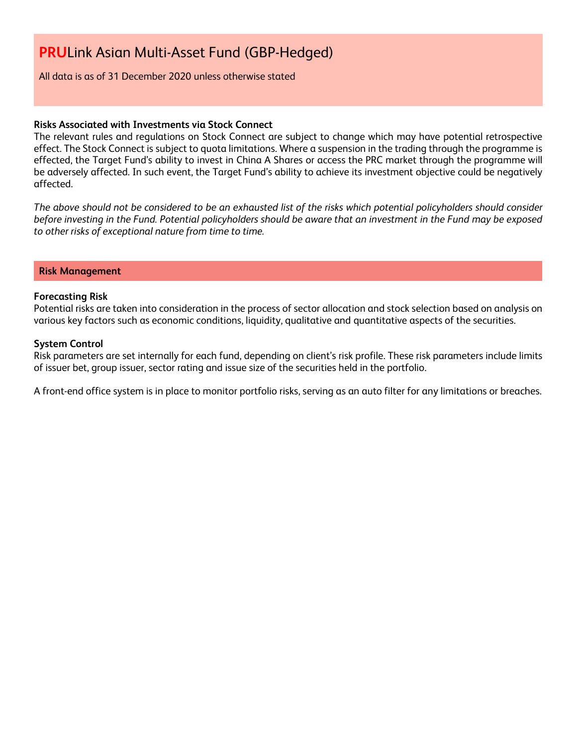# **PRU**Link Asian Multi-Asset Fund (GBP-Hedged)

All data is as of 31 December 2020 unless otherwise stated

**Risks Associated with Investments via Stock Connect**
The relevant rules and regulations on Stock Connect are subject to change which may have potential retrospective effect. The Stock Connect is subject to quota limitations. Where a suspension in the trading through the programme is effected, the Target Fund's ability to invest in China A Shares or access the PRC market through the programme will be adversely affected. In such event, the Target Fund's ability to achieve its investment objective could be negatively affected.

*The above should not be considered to be an exhausted list of the risks which potential policyholders should consider before investing in the Fund. Potential policyholders should be aware that an investment in the Fund may be exposed to other risks of exceptional nature from time to time.*

## Risk Management

**Forecasting Risk**
Potential risks are taken into consideration in the process of sector allocation and stock selection based on analysis on various key factors such as economic conditions, liquidity, qualitative and quantitative aspects of the securities.

**System Control**
Risk parameters are set internally for each fund, depending on client's risk profile. These risk parameters include limits of issuer bet, group issuer, sector rating and issue size of the securities held in the portfolio.

A front-end office system is in place to monitor portfolio risks, serving as an auto filter for any limitations or breaches.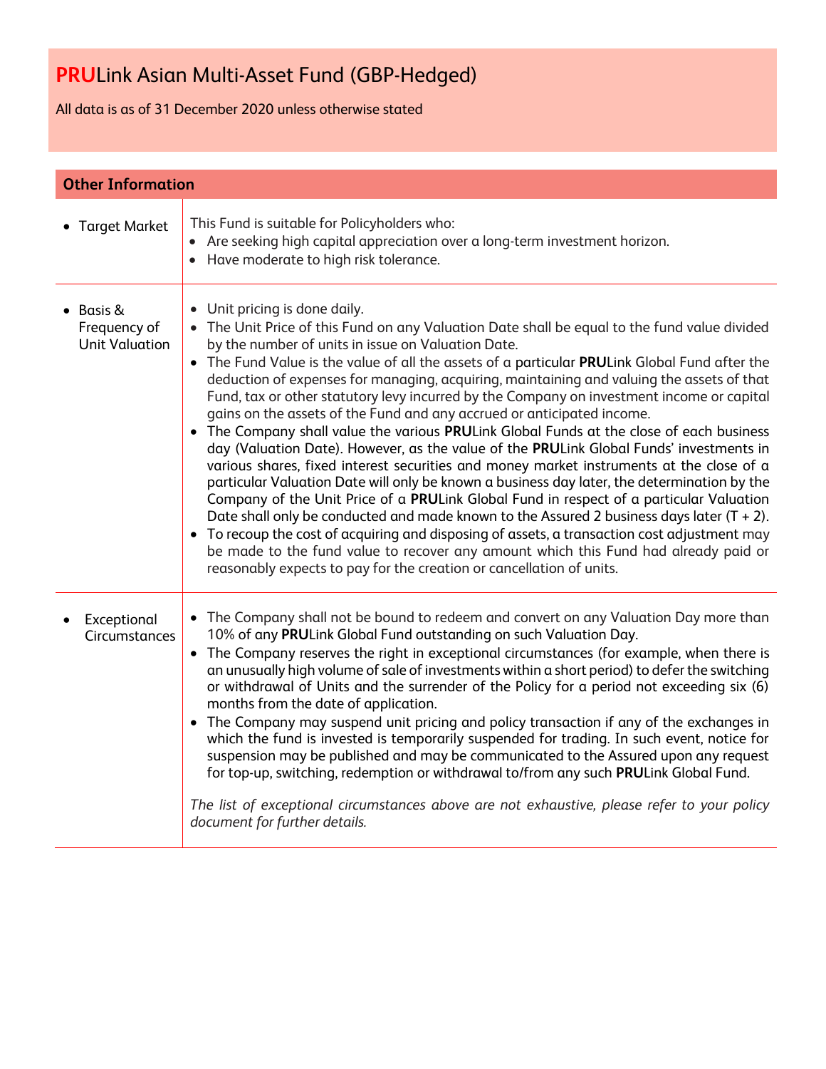# **PRU**Link Asian Multi-Asset Fund (GBP-Hedged)

All data is as of 31 December 2020 unless otherwise stated

## Other Information

| | |
|---|---|
| • Target Market | This Fund is suitable for Policyholders who:<br>• Are seeking high capital appreciation over a long-term investment horizon.<br>• Have moderate to high risk tolerance. |
| • Basis & Frequency of Unit Valuation | • Unit pricing is done daily.<br>• The Unit Price of this Fund on any Valuation Date shall be equal to the fund value divided by the number of units in issue on Valuation Date.<br>• The Fund Value is the value of all the assets of a particular **PRU**Link Global Fund after the deduction of expenses for managing, acquiring, maintaining and valuing the assets of that Fund, tax or other statutory levy incurred by the Company on investment income or capital gains on the assets of the Fund and any accrued or anticipated income.<br>• The Company shall value the various **PRU**Link Global Funds at the close of each business day (Valuation Date). However, as the value of the **PRU**Link Global Funds' investments in various shares, fixed interest securities and money market instruments at the close of a particular Valuation Date will only be known a business day later, the determination by the Company of the Unit Price of a **PRU**Link Global Fund in respect of a particular Valuation Date shall only be conducted and made known to the Assured 2 business days later (T + 2).<br>• To recoup the cost of acquiring and disposing of assets, a transaction cost adjustment may be made to the fund value to recover any amount which this Fund had already paid or reasonably expects to pay for the creation or cancellation of units. |
| • Exceptional Circumstances | • The Company shall not be bound to redeem and convert on any Valuation Day more than 10% of any **PRU**Link Global Fund outstanding on such Valuation Day.<br>• The Company reserves the right in exceptional circumstances (for example, when there is an unusually high volume of sale of investments within a short period) to defer the switching or withdrawal of Units and the surrender of the Policy for a period not exceeding six (6) months from the date of application.<br>• The Company may suspend unit pricing and policy transaction if any of the exchanges in which the fund is invested is temporarily suspended for trading. In such event, notice for suspension may be published and may be communicated to the Assured upon any request for top-up, switching, redemption or withdrawal to/from any such **PRU**Link Global Fund.<br><br>*The list of exceptional circumstances above are not exhaustive, please refer to your policy document for further details.* |